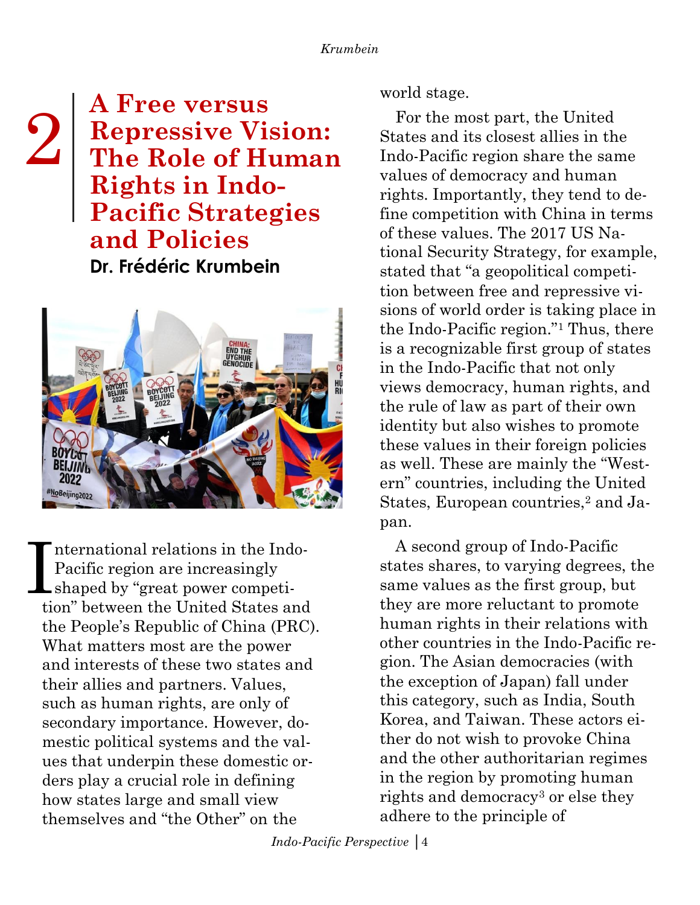# 2 A Free versus Repressive Vision: The Role of Human Rights in Indo-Pacific Strategies and Policies

**Dr. Frédéric Krumbein**

International relations in the Indo-Pacific region are increasingly shaped by "great power competition" between the United States and the People's Republic of China (PRC). What matters most are the power and interests of these two states and their allies and partners. Values, such as human rights, are only of secondary importance. However, domestic political systems and the values that underpin these domestic orders play a crucial role in defining how states large and small view themselves and "the Other" on the world stage.

For the most part, the United States and its closest allies in the Indo-Pacific region share the same values of democracy and human rights. Importantly, they tend to define competition with China in terms of these values. The 2017 US National Security Strategy, for example, stated that "a geopolitical competition between free and repressive visions of world order is taking place in the Indo-Pacific region."[1] Thus, there is a recognizable first group of states in the Indo-Pacific that not only views democracy, human rights, and the rule of law as part of their own identity but also wishes to promote these values in their foreign policies as well. These are mainly the "Western" countries, including the United States, European countries,[2] and Japan.

A second group of Indo-Pacific states shares, to varying degrees, the same values as the first group, but they are more reluctant to promote human rights in their relations with other countries in the Indo-Pacific region. The Asian democracies (with the exception of Japan) fall under this category, such as India, South Korea, and Taiwan. These actors either do not wish to provoke China and the other authoritarian regimes in the region by promoting human rights and democracy[3] or else they adhere to the principle of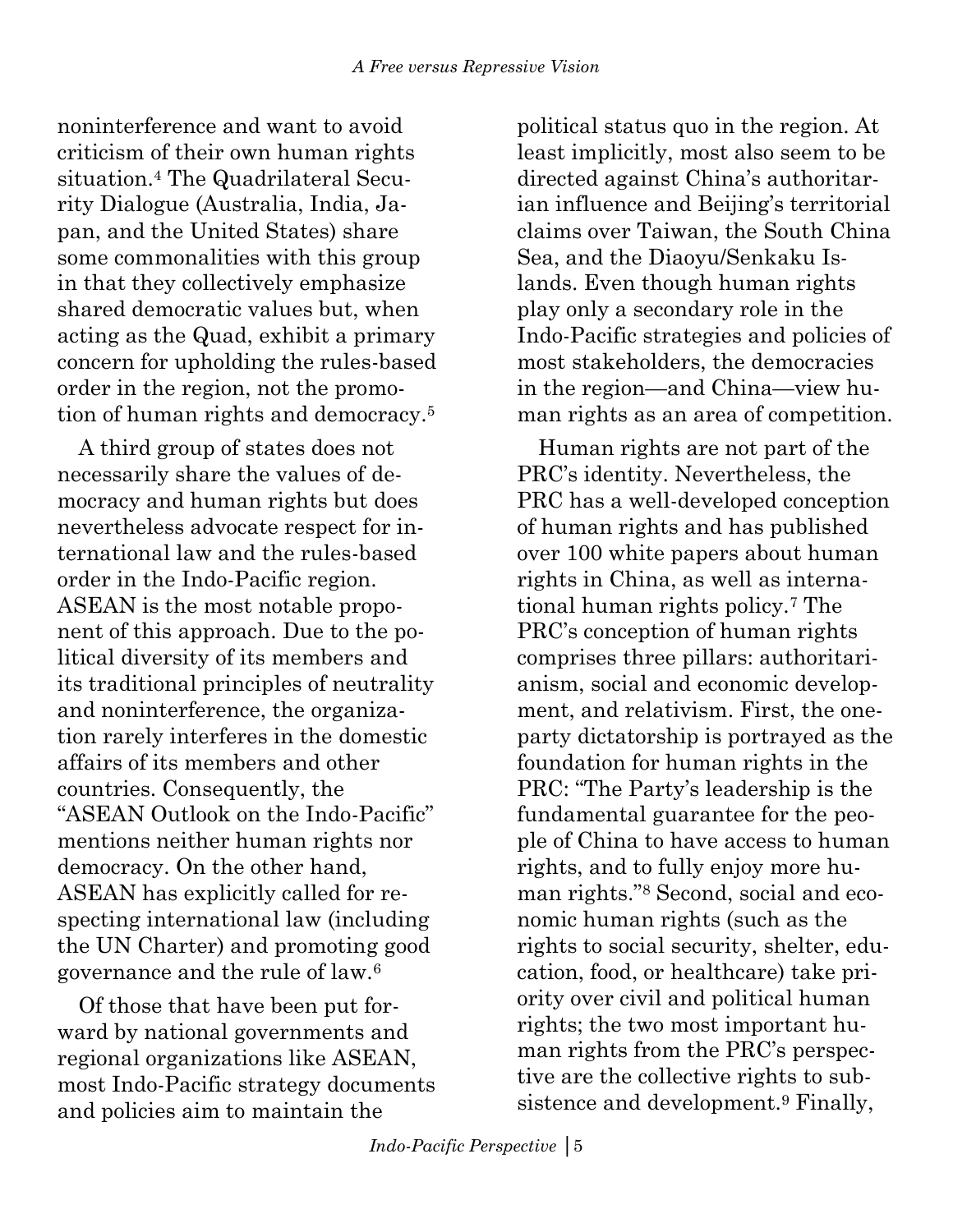noninterference and want to avoid criticism of their own human rights situation.[4] The Quadrilateral Security Dialogue (Australia, India, Japan, and the United States) share some commonalities with this group in that they collectively emphasize shared democratic values but, when acting as the Quad, exhibit a primary concern for upholding the rules-based order in the region, not the promotion of human rights and democracy.[5]

A third group of states does not necessarily share the values of democracy and human rights but does nevertheless advocate respect for international law and the rules-based order in the Indo-Pacific region. ASEAN is the most notable proponent of this approach. Due to the political diversity of its members and its traditional principles of neutrality and noninterference, the organization rarely interferes in the domestic affairs of its members and other countries. Consequently, the "ASEAN Outlook on the Indo-Pacific" mentions neither human rights nor democracy. On the other hand, ASEAN has explicitly called for respecting international law (including the UN Charter) and promoting good governance and the rule of law.[6]

Of those that have been put forward by national governments and regional organizations like ASEAN, most Indo-Pacific strategy documents and policies aim to maintain the political status quo in the region. At least implicitly, most also seem to be directed against China's authoritarian influence and Beijing's territorial claims over Taiwan, the South China Sea, and the Diaoyu/Senkaku Islands. Even though human rights play only a secondary role in the Indo-Pacific strategies and policies of most stakeholders, the democracies in the region—and China—view human rights as an area of competition.

Human rights are not part of the PRC's identity. Nevertheless, the PRC has a well-developed conception of human rights and has published over 100 white papers about human rights in China, as well as international human rights policy.[7] The PRC's conception of human rights comprises three pillars: authoritarianism, social and economic development, and relativism. First, the one-party dictatorship is portrayed as the foundation for human rights in the PRC: "The Party's leadership is the fundamental guarantee for the people of China to have access to human rights, and to fully enjoy more human rights."[8] Second, social and economic human rights (such as the rights to social security, shelter, education, food, or healthcare) take priority over civil and political human rights; the two most important human rights from the PRC's perspective are the collective rights to subsistence and development.[9] Finally,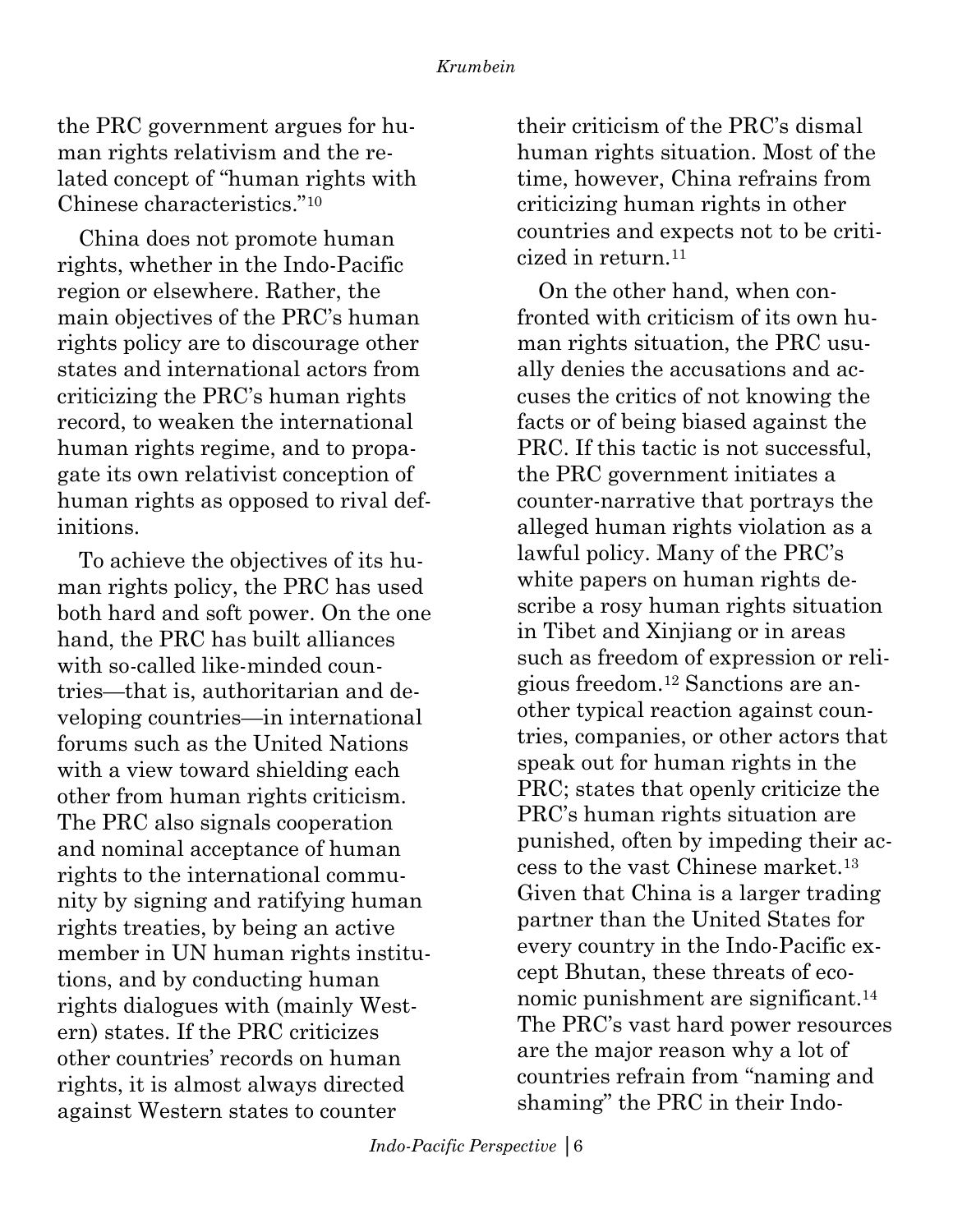the PRC government argues for human rights relativism and the related concept of "human rights with Chinese characteristics."[10]

China does not promote human rights, whether in the Indo-Pacific region or elsewhere. Rather, the main objectives of the PRC's human rights policy are to discourage other states and international actors from criticizing the PRC's human rights record, to weaken the international human rights regime, and to propagate its own relativist conception of human rights as opposed to rival definitions.

To achieve the objectives of its human rights policy, the PRC has used both hard and soft power. On the one hand, the PRC has built alliances with so-called like-minded countries—that is, authoritarian and developing countries—in international forums such as the United Nations with a view toward shielding each other from human rights criticism. The PRC also signals cooperation and nominal acceptance of human rights to the international community by signing and ratifying human rights treaties, by being an active member in UN human rights institutions, and by conducting human rights dialogues with (mainly Western) states. If the PRC criticizes other countries' records on human rights, it is almost always directed against Western states to counter their criticism of the PRC's dismal human rights situation. Most of the time, however, China refrains from criticizing human rights in other countries and expects not to be criticized in return.[11]

On the other hand, when confronted with criticism of its own human rights situation, the PRC usually denies the accusations and accuses the critics of not knowing the facts or of being biased against the PRC. If this tactic is not successful, the PRC government initiates a counter-narrative that portrays the alleged human rights violation as a lawful policy. Many of the PRC's white papers on human rights describe a rosy human rights situation in Tibet and Xinjiang or in areas such as freedom of expression or religious freedom.[12] Sanctions are another typical reaction against countries, companies, or other actors that speak out for human rights in the PRC; states that openly criticize the PRC's human rights situation are punished, often by impeding their access to the vast Chinese market.[13] Given that China is a larger trading partner than the United States for every country in the Indo-Pacific except Bhutan, these threats of economic punishment are significant.[14] The PRC's vast hard power resources are the major reason why a lot of countries refrain from "naming and shaming" the PRC in their Indo-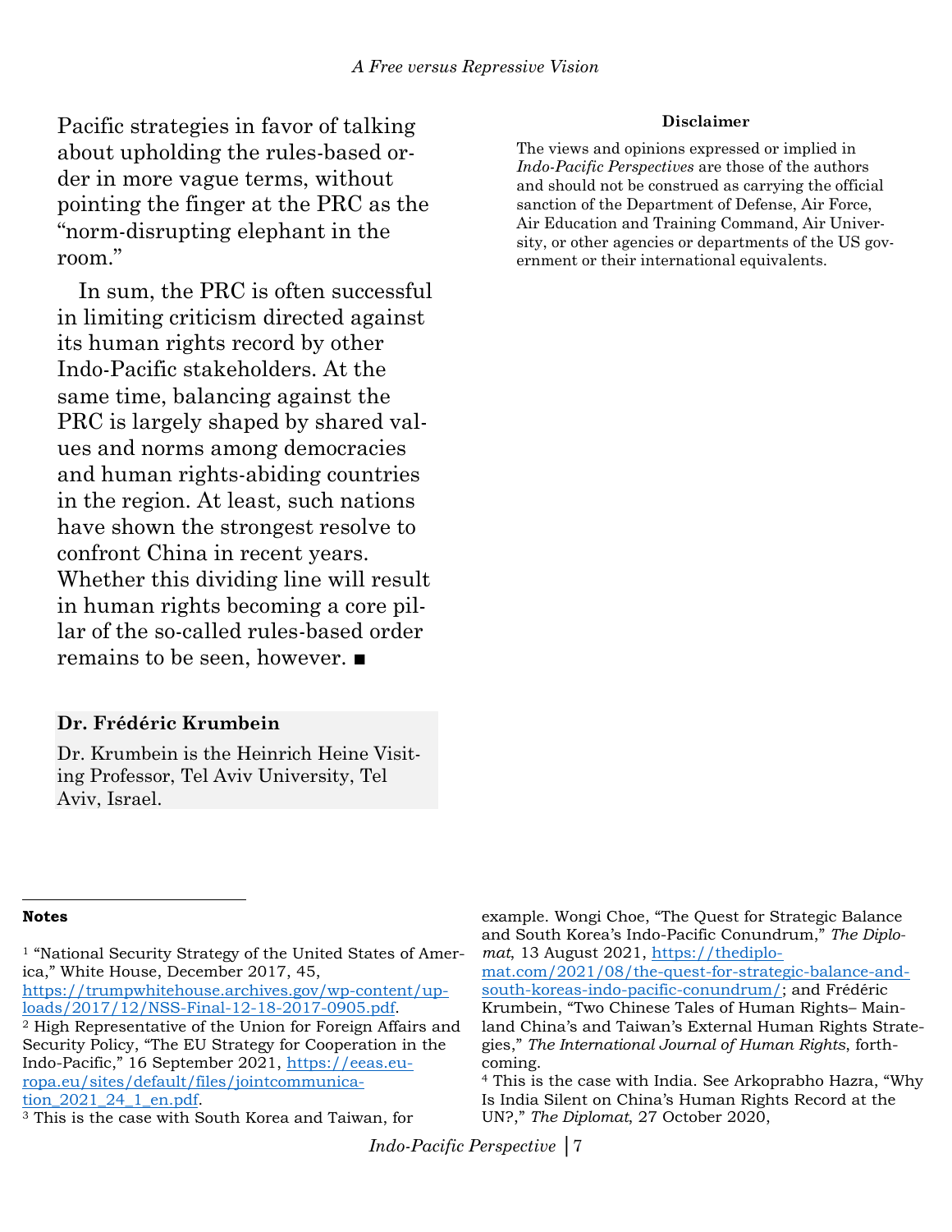Pacific strategies in favor of talking about upholding the rules-based order in more vague terms, without pointing the finger at the PRC as the "norm-disrupting elephant in the room."

In sum, the PRC is often successful in limiting criticism directed against its human rights record by other Indo-Pacific stakeholders. At the same time, balancing against the PRC is largely shaped by shared values and norms among democracies and human rights-abiding countries in the region. At least, such nations have shown the strongest resolve to confront China in recent years. Whether this dividing line will result in human rights becoming a core pillar of the so-called rules-based order remains to be seen, however. ■

**Dr. Frédéric Krumbein**

Dr. Krumbein is the Heinrich Heine Visiting Professor, Tel Aviv University, Tel Aviv, Israel.

**Disclaimer**

The views and opinions expressed or implied in *Indo-Pacific Perspectives* are those of the authors and should not be construed as carrying the official sanction of the Department of Defense, Air Force, Air Education and Training Command, Air University, or other agencies or departments of the US government or their international equivalents.

**Notes**

[1] "National Security Strategy of the United States of America," White House, December 2017, 45, https://trumpwhitehouse.archives.gov/wp-content/uploads/2017/12/NSS-Final-12-18-2017-0905.pdf.

[2] High Representative of the Union for Foreign Affairs and Security Policy, "The EU Strategy for Cooperation in the Indo-Pacific," 16 September 2021, https://eeas.europa.eu/sites/default/files/jointcommunication_2021_24_1_en.pdf.

[3] This is the case with South Korea and Taiwan, for example. Wongi Choe, "The Quest for Strategic Balance and South Korea's Indo-Pacific Conundrum," *The Diplomat*, 13 August 2021, https://thediplomat.com/2021/08/the-quest-for-strategic-balance-and-south-koreas-indo-pacific-conundrum/; and Frédéric Krumbein, "Two Chinese Tales of Human Rights– Mainland China's and Taiwan's External Human Rights Strategies," *The International Journal of Human Rights*, forthcoming.

[4] This is the case with India. See Arkoprabho Hazra, "Why Is India Silent on China's Human Rights Record at the UN?," *The Diplomat*, 27 October 2020,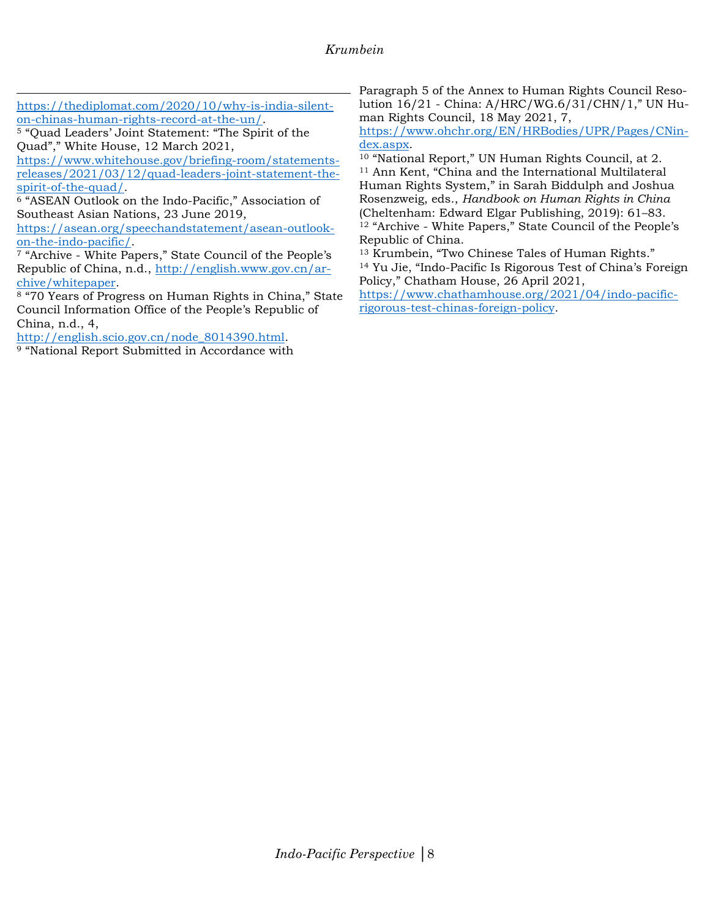https://thediplomat.com/2020/10/why-is-india-silent-on-chinas-human-rights-record-at-the-un/.

[5] "Quad Leaders' Joint Statement: "The Spirit of the Quad"," White House, 12 March 2021, https://www.whitehouse.gov/briefing-room/statements-releases/2021/03/12/quad-leaders-joint-statement-the-spirit-of-the-quad/.

[6] "ASEAN Outlook on the Indo-Pacific," Association of Southeast Asian Nations, 23 June 2019, https://asean.org/speechandstatement/asean-outlook-on-the-indo-pacific/.

[7] "Archive - White Papers," State Council of the People's Republic of China, n.d., http://english.www.gov.cn/archive/whitepaper.

[8] "70 Years of Progress on Human Rights in China," State Council Information Office of the People's Republic of China, n.d., 4, http://english.scio.gov.cn/node_8014390.html.

[9] "National Report Submitted in Accordance with Paragraph 5 of the Annex to Human Rights Council Resolution 16/21 - China: A/HRC/WG.6/31/CHN/1," UN Human Rights Council, 18 May 2021, 7, https://www.ohchr.org/EN/HRBodies/UPR/Pages/CNindex.aspx.

[10] "National Report," UN Human Rights Council, at 2.

[11] Ann Kent, "China and the International Multilateral Human Rights System," in Sarah Biddulph and Joshua Rosenzweig, eds., *Handbook on Human Rights in China* (Cheltenham: Edward Elgar Publishing, 2019): 61–83.

[12] "Archive - White Papers," State Council of the People's Republic of China.

[13] Krumbein, "Two Chinese Tales of Human Rights."

[14] Yu Jie, "Indo-Pacific Is Rigorous Test of China's Foreign Policy," Chatham House, 26 April 2021, https://www.chathamhouse.org/2021/04/indo-pacific-rigorous-test-chinas-foreign-policy.